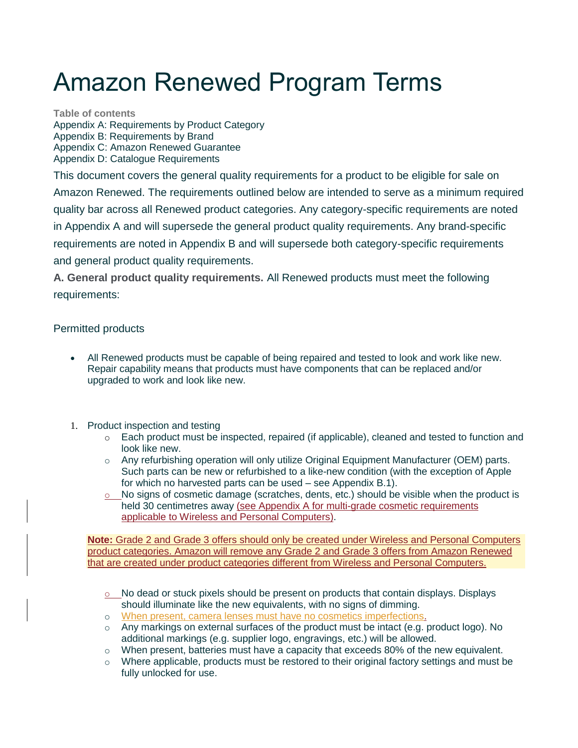# Amazon Renewed Program Terms

**Table of contents**

Appendix A: Requirements by Product Category
Appendix B: Requirements by Brand
Appendix C: Amazon Renewed Guarantee
Appendix D: Catalogue Requirements

This document covers the general quality requirements for a product to be eligible for sale on Amazon Renewed. The requirements outlined below are intended to serve as a minimum required quality bar across all Renewed product categories. Any category-specific requirements are noted in Appendix A and will supersede the general product quality requirements. Any brand-specific requirements are noted in Appendix B and will supersede both category-specific requirements and general product quality requirements.

**A. General product quality requirements.** All Renewed products must meet the following requirements:

Permitted products

- All Renewed products must be capable of being repaired and tested to look and work like new. Repair capability means that products must have components that can be replaced and/or upgraded to work and look like new.

1. Product inspection and testing
   - Each product must be inspected, repaired (if applicable), cleaned and tested to function and look like new.
   - Any refurbishing operation will only utilize Original Equipment Manufacturer (OEM) parts. Such parts can be new or refurbished to a like-new condition (with the exception of Apple for which no harvested parts can be used – see Appendix B.1).
   - No signs of cosmetic damage (scratches, dents, etc.) should be visible when the product is held 30 centimetres away (see Appendix A for multi-grade cosmetic requirements applicable to Wireless and Personal Computers).

   **Note:** Grade 2 and Grade 3 offers should only be created under Wireless and Personal Computers product categories. Amazon will remove any Grade 2 and Grade 3 offers from Amazon Renewed that are created under product categories different from Wireless and Personal Computers.

   - No dead or stuck pixels should be present on products that contain displays. Displays should illuminate like the new equivalents, with no signs of dimming.
   - When present, camera lenses must have no cosmetics imperfections.
   - Any markings on external surfaces of the product must be intact (e.g. product logo). No additional markings (e.g. supplier logo, engravings, etc.) will be allowed.
   - When present, batteries must have a capacity that exceeds 80% of the new equivalent.
   - Where applicable, products must be restored to their original factory settings and must be fully unlocked for use.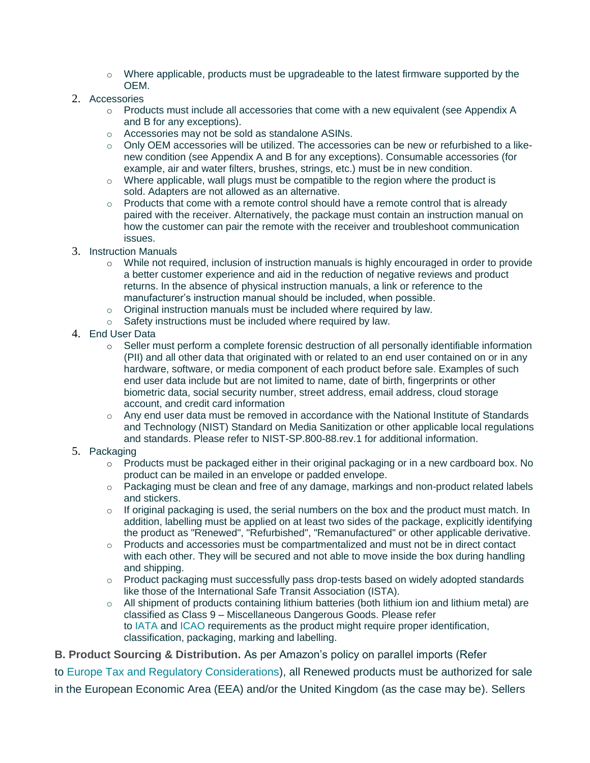- Where applicable, products must be upgradeable to the latest firmware supported by the OEM.

2. Accessories
    - Products must include all accessories that come with a new equivalent (see Appendix A and B for any exceptions).
    - Accessories may not be sold as standalone ASINs.
    - Only OEM accessories will be utilized. The accessories can be new or refurbished to a like-new condition (see Appendix A and B for any exceptions). Consumable accessories (for example, air and water filters, brushes, strings, etc.) must be in new condition.
    - Where applicable, wall plugs must be compatible to the region where the product is sold. Adapters are not allowed as an alternative.
    - Products that come with a remote control should have a remote control that is already paired with the receiver. Alternatively, the package must contain an instruction manual on how the customer can pair the remote with the receiver and troubleshoot communication issues.
3. Instruction Manuals
    - While not required, inclusion of instruction manuals is highly encouraged in order to provide a better customer experience and aid in the reduction of negative reviews and product returns. In the absence of physical instruction manuals, a link or reference to the manufacturer's instruction manual should be included, when possible.
    - Original instruction manuals must be included where required by law.
    - Safety instructions must be included where required by law.
4. End User Data
    - Seller must perform a complete forensic destruction of all personally identifiable information (PII) and all other data that originated with or related to an end user contained on or in any hardware, software, or media component of each product before sale. Examples of such end user data include but are not limited to name, date of birth, fingerprints or other biometric data, social security number, street address, email address, cloud storage account, and credit card information
    - Any end user data must be removed in accordance with the National Institute of Standards and Technology (NIST) Standard on Media Sanitization or other applicable local regulations and standards. Please refer to NIST-SP.800-88.rev.1 for additional information.
5. Packaging
    - Products must be packaged either in their original packaging or in a new cardboard box. No product can be mailed in an envelope or padded envelope.
    - Packaging must be clean and free of any damage, markings and non-product related labels and stickers.
    - If original packaging is used, the serial numbers on the box and the product must match. In addition, labelling must be applied on at least two sides of the package, explicitly identifying the product as "Renewed", "Refurbished", "Remanufactured" or other applicable derivative.
    - Products and accessories must be compartmentalized and must not be in direct contact with each other. They will be secured and not able to move inside the box during handling and shipping.
    - Product packaging must successfully pass drop-tests based on widely adopted standards like those of the International Safe Transit Association (ISTA).
    - All shipment of products containing lithium batteries (both lithium ion and lithium metal) are classified as Class 9 – Miscellaneous Dangerous Goods. Please refer to IATA and ICAO requirements as the product might require proper identification, classification, packaging, marking and labelling.

**B. Product Sourcing & Distribution.** As per Amazon's policy on parallel imports (Refer to Europe Tax and Regulatory Considerations), all Renewed products must be authorized for sale in the European Economic Area (EEA) and/or the United Kingdom (as the case may be). Sellers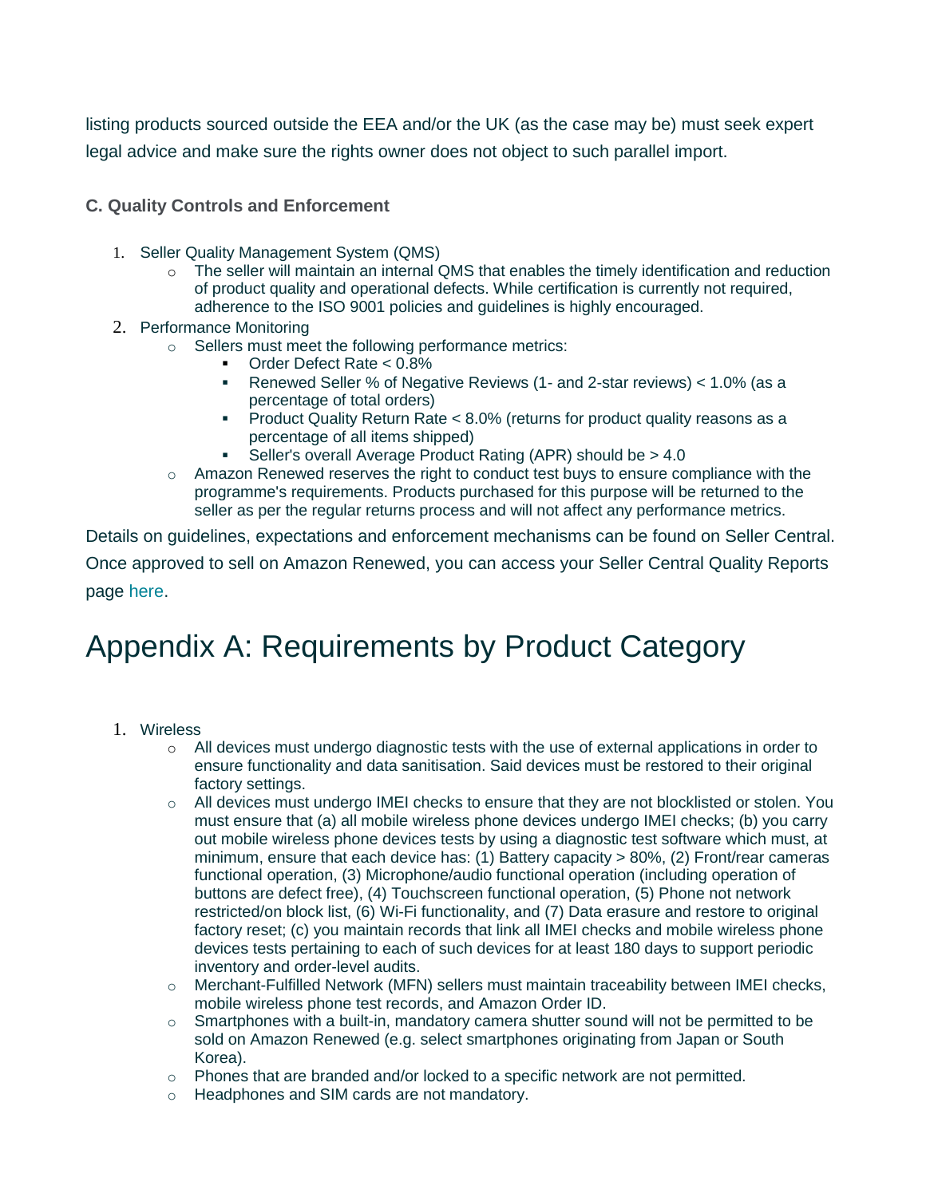listing products sourced outside the EEA and/or the UK (as the case may be) must seek expert legal advice and make sure the rights owner does not object to such parallel import.

### C. Quality Controls and Enforcement

1. Seller Quality Management System (QMS)
   - The seller will maintain an internal QMS that enables the timely identification and reduction of product quality and operational defects. While certification is currently not required, adherence to the ISO 9001 policies and guidelines is highly encouraged.
2. Performance Monitoring
   - Sellers must meet the following performance metrics:
     - Order Defect Rate < 0.8%
     - Renewed Seller % of Negative Reviews (1- and 2-star reviews) < 1.0% (as a percentage of total orders)
     - Product Quality Return Rate < 8.0% (returns for product quality reasons as a percentage of all items shipped)
     - Seller's overall Average Product Rating (APR) should be > 4.0
   - Amazon Renewed reserves the right to conduct test buys to ensure compliance with the programme's requirements. Products purchased for this purpose will be returned to the seller as per the regular returns process and will not affect any performance metrics.

Details on guidelines, expectations and enforcement mechanisms can be found on Seller Central. Once approved to sell on Amazon Renewed, you can access your Seller Central Quality Reports page here.

# Appendix A: Requirements by Product Category

1. Wireless
   - All devices must undergo diagnostic tests with the use of external applications in order to ensure functionality and data sanitisation. Said devices must be restored to their original factory settings.
   - All devices must undergo IMEI checks to ensure that they are not blocklisted or stolen. You must ensure that (a) all mobile wireless phone devices undergo IMEI checks; (b) you carry out mobile wireless phone devices tests by using a diagnostic test software which must, at minimum, ensure that each device has: (1) Battery capacity > 80%, (2) Front/rear cameras functional operation, (3) Microphone/audio functional operation (including operation of buttons are defect free), (4) Touchscreen functional operation, (5) Phone not network restricted/on block list, (6) Wi-Fi functionality, and (7) Data erasure and restore to original factory reset; (c) you maintain records that link all IMEI checks and mobile wireless phone devices tests pertaining to each of such devices for at least 180 days to support periodic inventory and order-level audits.
   - Merchant-Fulfilled Network (MFN) sellers must maintain traceability between IMEI checks, mobile wireless phone test records, and Amazon Order ID.
   - Smartphones with a built-in, mandatory camera shutter sound will not be permitted to be sold on Amazon Renewed (e.g. select smartphones originating from Japan or South Korea).
   - Phones that are branded and/or locked to a specific network are not permitted.
   - Headphones and SIM cards are not mandatory.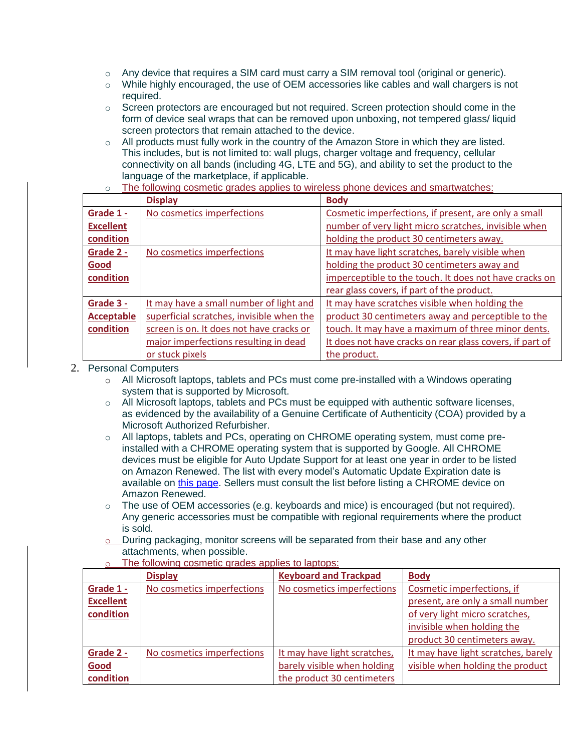- Any device that requires a SIM card must carry a SIM removal tool (original or generic).
- While highly encouraged, the use of OEM accessories like cables and wall chargers is not required.
- Screen protectors are encouraged but not required. Screen protection should come in the form of device seal wraps that can be removed upon unboxing, not tempered glass/ liquid screen protectors that remain attached to the device.
- All products must fully work in the country of the Amazon Store in which they are listed. This includes, but is not limited to: wall plugs, charger voltage and frequency, cellular connectivity on all bands (including 4G, LTE and 5G), and ability to set the product to the language of the marketplace, if applicable.
- The following cosmetic grades applies to wireless phone devices and smartwatches:

| | **Display** | **Body** |
|---|---|---|
| **Grade 1 - Excellent condition** | No cosmetics imperfections | Cosmetic imperfections, if present, are only a small number of very light micro scratches, invisible when holding the product 30 centimeters away. |
| **Grade 2 - Good condition** | No cosmetics imperfections | It may have light scratches, barely visible when holding the product 30 centimeters away and imperceptible to the touch. It does not have cracks on rear glass covers, if part of the product. |
| **Grade 3 - Acceptable condition** | It may have a small number of light and superficial scratches, invisible when the screen is on. It does not have cracks or major imperfections resulting in dead or stuck pixels | It may have scratches visible when holding the product 30 centimeters away and perceptible to the touch. It may have a maximum of three minor dents. It does not have cracks on rear glass covers, if part of the product. |

2. Personal Computers
   - All Microsoft laptops, tablets and PCs must come pre-installed with a Windows operating system that is supported by Microsoft.
   - All Microsoft laptops, tablets and PCs must be equipped with authentic software licenses, as evidenced by the availability of a Genuine Certificate of Authenticity (COA) provided by a Microsoft Authorized Refurbisher.
   - All laptops, tablets and PCs, operating on CHROME operating system, must come pre-installed with a CHROME operating system that is supported by Google. All CHROME devices must be eligible for Auto Update Support for at least one year in order to be listed on Amazon Renewed. The list with every model's Automatic Update Expiration date is available on this page. Sellers must consult the list before listing a CHROME device on Amazon Renewed.
   - The use of OEM accessories (e.g. keyboards and mice) is encouraged (but not required). Any generic accessories must be compatible with regional requirements where the product is sold.
   - During packaging, monitor screens will be separated from their base and any other attachments, when possible.
   - The following cosmetic grades applies to laptops:

| | **Display** | **Keyboard and Trackpad** | **Body** |
|---|---|---|---|
| **Grade 1 - Excellent condition** | No cosmetics imperfections | No cosmetics imperfections | Cosmetic imperfections, if present, are only a small number of very light micro scratches, invisible when holding the product 30 centimeters away. |
| **Grade 2 - Good condition** | No cosmetics imperfections | It may have light scratches, barely visible when holding the product 30 centimeters | It may have light scratches, barely visible when holding the product |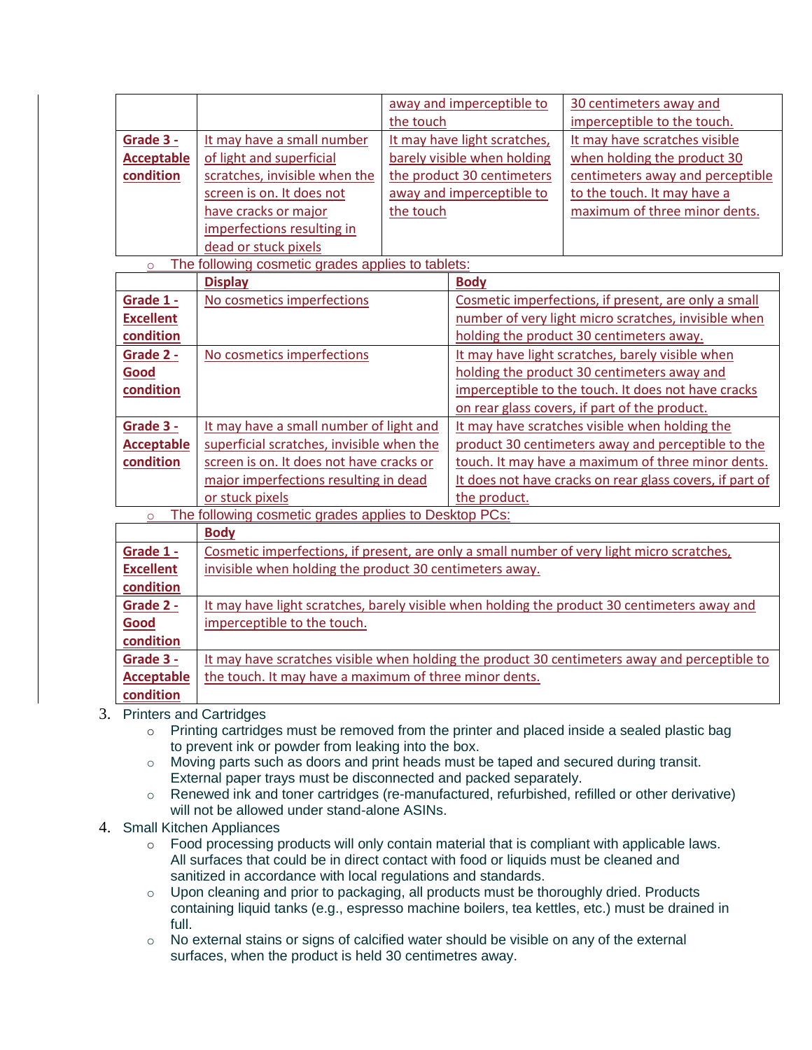| | | | |
|---|---|---|---|
| | | away and imperceptible to the touch | 30 centimeters away and imperceptible to the touch. |
| **Grade 3 - Acceptable condition** | It may have a small number of light and superficial scratches, invisible when the screen is on. It does not have cracks or major imperfections resulting in dead or stuck pixels | It may have light scratches, barely visible when holding the product 30 centimeters away and imperceptible to the touch | It may have scratches visible when holding the product 30 centimeters away and perceptible to the touch. It may have a maximum of three minor dents. |

- The following cosmetic grades applies to tablets:

| | **Display** | **Body** |
|---|---|---|
| **Grade 1 - Excellent condition** | No cosmetics imperfections | Cosmetic imperfections, if present, are only a small number of very light micro scratches, invisible when holding the product 30 centimeters away. |
| **Grade 2 - Good condition** | No cosmetics imperfections | It may have light scratches, barely visible when holding the product 30 centimeters away and imperceptible to the touch. It does not have cracks on rear glass covers, if part of the product. |
| **Grade 3 - Acceptable condition** | It may have a small number of light and superficial scratches, invisible when the screen is on. It does not have cracks or major imperfections resulting in dead or stuck pixels | It may have scratches visible when holding the product 30 centimeters away and perceptible to the touch. It may have a maximum of three minor dents. It does not have cracks on rear glass covers, if part of the product. |

- The following cosmetic grades applies to Desktop PCs:

| | **Body** |
|---|---|
| **Grade 1 - Excellent condition** | Cosmetic imperfections, if present, are only a small number of very light micro scratches, invisible when holding the product 30 centimeters away. |
| **Grade 2 - Good condition** | It may have light scratches, barely visible when holding the product 30 centimeters away and imperceptible to the touch. |
| **Grade 3 - Acceptable condition** | It may have scratches visible when holding the product 30 centimeters away and perceptible to the touch. It may have a maximum of three minor dents. |

3. Printers and Cartridges
   - Printing cartridges must be removed from the printer and placed inside a sealed plastic bag to prevent ink or powder from leaking into the box.
   - Moving parts such as doors and print heads must be taped and secured during transit. External paper trays must be disconnected and packed separately.
   - Renewed ink and toner cartridges (re-manufactured, refurbished, refilled or other derivative) will not be allowed under stand-alone ASINs.
4. Small Kitchen Appliances
   - Food processing products will only contain material that is compliant with applicable laws. All surfaces that could be in direct contact with food or liquids must be cleaned and sanitized in accordance with local regulations and standards.
   - Upon cleaning and prior to packaging, all products must be thoroughly dried. Products containing liquid tanks (e.g., espresso machine boilers, tea kettles, etc.) must be drained in full.
   - No external stains or signs of calcified water should be visible on any of the external surfaces, when the product is held 30 centimetres away.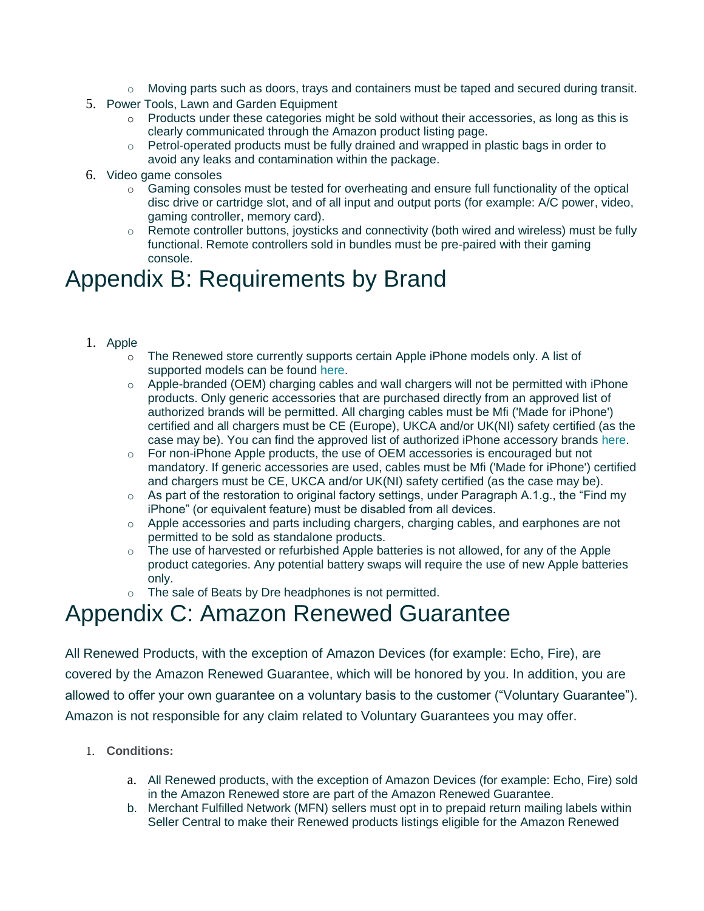- Moving parts such as doors, trays and containers must be taped and secured during transit.

5. Power Tools, Lawn and Garden Equipment
    - Products under these categories might be sold without their accessories, as long as this is clearly communicated through the Amazon product listing page.
    - Petrol-operated products must be fully drained and wrapped in plastic bags in order to avoid any leaks and contamination within the package.
6. Video game consoles
    - Gaming consoles must be tested for overheating and ensure full functionality of the optical disc drive or cartridge slot, and of all input and output ports (for example: A/C power, video, gaming controller, memory card).
    - Remote controller buttons, joysticks and connectivity (both wired and wireless) must be fully functional. Remote controllers sold in bundles must be pre-paired with their gaming console.

# Appendix B: Requirements by Brand

1. Apple
    - The Renewed store currently supports certain Apple iPhone models only. A list of supported models can be found here.
    - Apple-branded (OEM) charging cables and wall chargers will not be permitted with iPhone products. Only generic accessories that are purchased directly from an approved list of authorized brands will be permitted. All charging cables must be Mfi ('Made for iPhone') certified and all chargers must be CE (Europe), UKCA and/or UK(NI) safety certified (as the case may be). You can find the approved list of authorized iPhone accessory brands here.
    - For non-iPhone Apple products, the use of OEM accessories is encouraged but not mandatory. If generic accessories are used, cables must be Mfi ('Made for iPhone') certified and chargers must be CE, UKCA and/or UK(NI) safety certified (as the case may be).
    - As part of the restoration to original factory settings, under Paragraph A.1.g., the “Find my iPhone” (or equivalent feature) must be disabled from all devices.
    - Apple accessories and parts including chargers, charging cables, and earphones are not permitted to be sold as standalone products.
    - The use of harvested or refurbished Apple batteries is not allowed, for any of the Apple product categories. Any potential battery swaps will require the use of new Apple batteries only.
    - The sale of Beats by Dre headphones is not permitted.

# Appendix C: Amazon Renewed Guarantee

All Renewed Products, with the exception of Amazon Devices (for example: Echo, Fire), are covered by the Amazon Renewed Guarantee, which will be honored by you. In addition, you are allowed to offer your own guarantee on a voluntary basis to the customer (“Voluntary Guarantee”). Amazon is not responsible for any claim related to Voluntary Guarantees you may offer.

1. **Conditions:**
    a. All Renewed products, with the exception of Amazon Devices (for example: Echo, Fire) sold in the Amazon Renewed store are part of the Amazon Renewed Guarantee.
    b. Merchant Fulfilled Network (MFN) sellers must opt in to prepaid return mailing labels within Seller Central to make their Renewed products listings eligible for the Amazon Renewed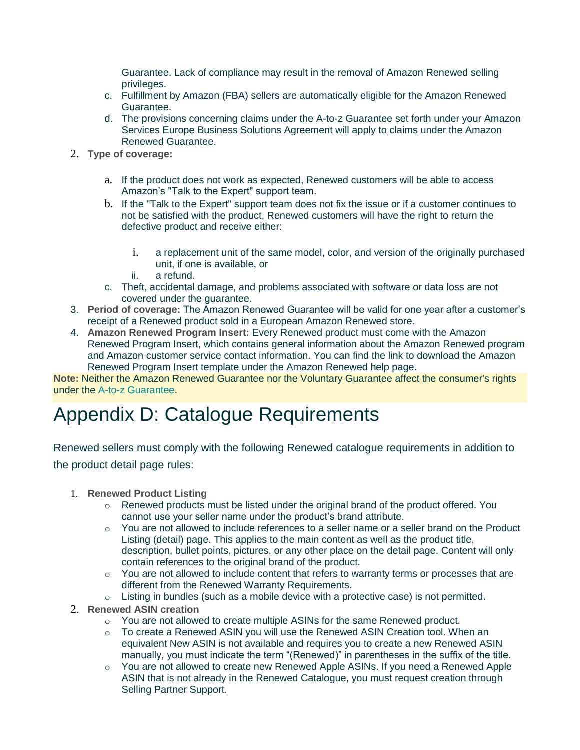Guarantee. Lack of compliance may result in the removal of Amazon Renewed selling privileges.

   c. Fulfillment by Amazon (FBA) sellers are automatically eligible for the Amazon Renewed Guarantee.

   d. The provisions concerning claims under the A-to-z Guarantee set forth under your Amazon Services Europe Business Solutions Agreement will apply to claims under the Amazon Renewed Guarantee.

2. **Type of coverage:**

   a. If the product does not work as expected, Renewed customers will be able to access Amazon's "Talk to the Expert" support team.

   b. If the "Talk to the Expert" support team does not fix the issue or if a customer continues to not be satisfied with the product, Renewed customers will have the right to return the defective product and receive either:

      i. a replacement unit of the same model, color, and version of the originally purchased unit, if one is available, or

      ii. a refund.

   c. Theft, accidental damage, and problems associated with software or data loss are not covered under the guarantee.

3. **Period of coverage:** The Amazon Renewed Guarantee will be valid for one year after a customer's receipt of a Renewed product sold in a European Amazon Renewed store.

4. **Amazon Renewed Program Insert:** Every Renewed product must come with the Amazon Renewed Program Insert, which contains general information about the Amazon Renewed program and Amazon customer service contact information. You can find the link to download the Amazon Renewed Program Insert template under the Amazon Renewed help page.

**Note:** Neither the Amazon Renewed Guarantee nor the Voluntary Guarantee affect the consumer's rights under the A-to-z Guarantee.

# Appendix D: Catalogue Requirements

Renewed sellers must comply with the following Renewed catalogue requirements in addition to the product detail page rules:

1. **Renewed Product Listing**
   - Renewed products must be listed under the original brand of the product offered. You cannot use your seller name under the product's brand attribute.
   - You are not allowed to include references to a seller name or a seller brand on the Product Listing (detail) page. This applies to the main content as well as the product title, description, bullet points, pictures, or any other place on the detail page. Content will only contain references to the original brand of the product.
   - You are not allowed to include content that refers to warranty terms or processes that are different from the Renewed Warranty Requirements.
   - Listing in bundles (such as a mobile device with a protective case) is not permitted.
2. **Renewed ASIN creation**
   - You are not allowed to create multiple ASINs for the same Renewed product.
   - To create a Renewed ASIN you will use the Renewed ASIN Creation tool. When an equivalent New ASIN is not available and requires you to create a new Renewed ASIN manually, you must indicate the term "(Renewed)" in parentheses in the suffix of the title.
   - You are not allowed to create new Renewed Apple ASINs. If you need a Renewed Apple ASIN that is not already in the Renewed Catalogue, you must request creation through Selling Partner Support.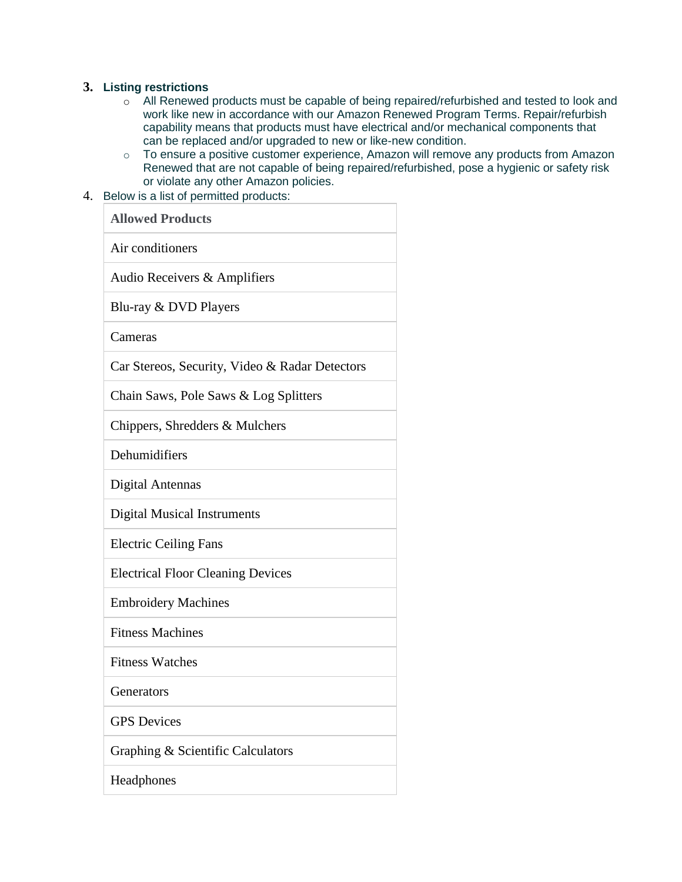3. **Listing restrictions**
    - All Renewed products must be capable of being repaired/refurbished and tested to look and work like new in accordance with our Amazon Renewed Program Terms. Repair/refurbish capability means that products must have electrical and/or mechanical components that can be replaced and/or upgraded to new or like-new condition.
    - To ensure a positive customer experience, Amazon will remove any products from Amazon Renewed that are not capable of being repaired/refurbished, pose a hygienic or safety risk or violate any other Amazon policies.
4. Below is a list of permitted products:

| **Allowed Products** |
| --- |
| Air conditioners |
| Audio Receivers & Amplifiers |
| Blu-ray & DVD Players |
| Cameras |
| Car Stereos, Security, Video & Radar Detectors |
| Chain Saws, Pole Saws & Log Splitters |
| Chippers, Shredders & Mulchers |
| Dehumidifiers |
| Digital Antennas |
| Digital Musical Instruments |
| Electric Ceiling Fans |
| Electrical Floor Cleaning Devices |
| Embroidery Machines |
| Fitness Machines |
| Fitness Watches |
| Generators |
| GPS Devices |
| Graphing & Scientific Calculators |
| Headphones |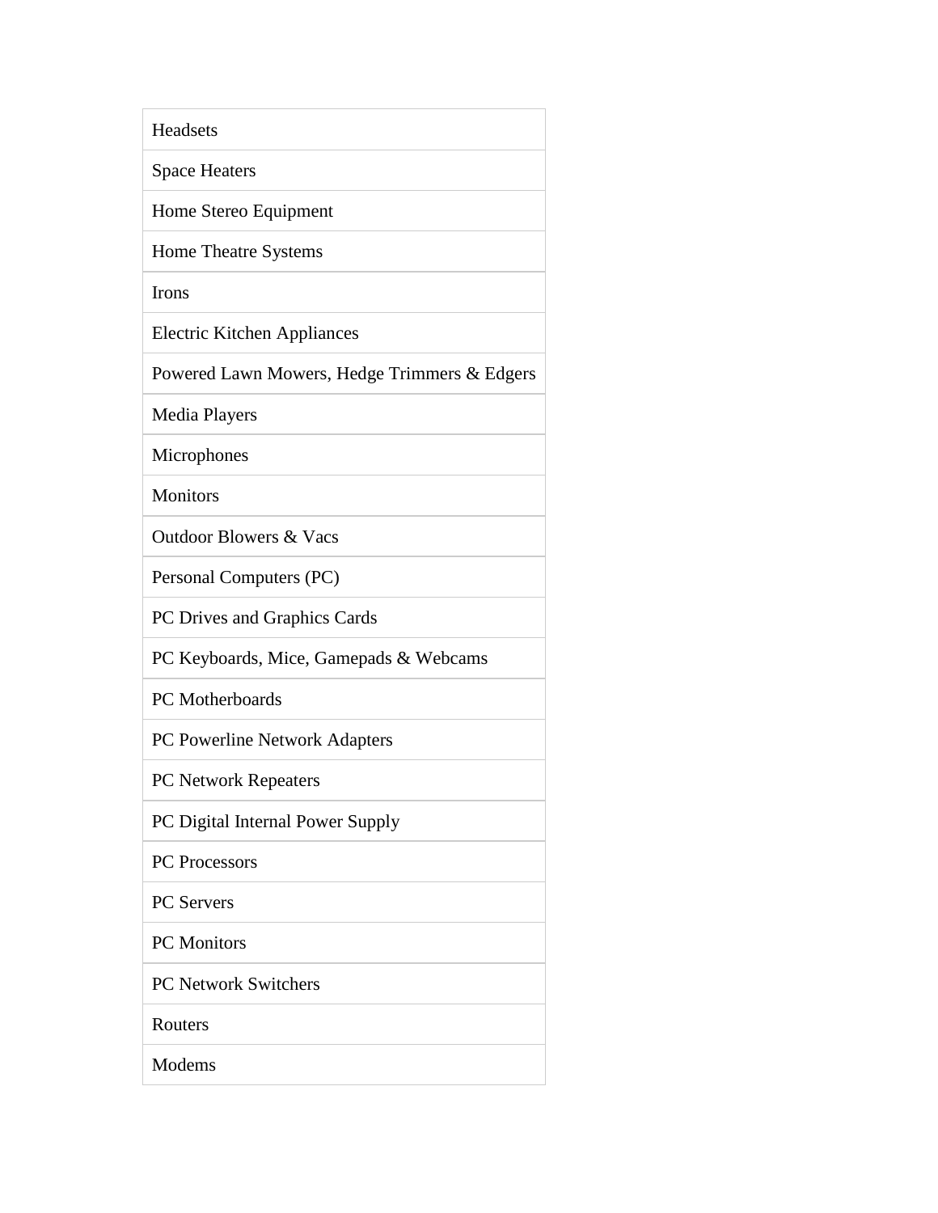| Headsets |
|---|
| Space Heaters |
| Home Stereo Equipment |
| Home Theatre Systems |
| Irons |
| Electric Kitchen Appliances |
| Powered Lawn Mowers, Hedge Trimmers & Edgers |
| Media Players |
| Microphones |
| Monitors |
| Outdoor Blowers & Vacs |
| Personal Computers (PC) |
| PC Drives and Graphics Cards |
| PC Keyboards, Mice, Gamepads & Webcams |
| PC Motherboards |
| PC Powerline Network Adapters |
| PC Network Repeaters |
| PC Digital Internal Power Supply |
| PC Processors |
| PC Servers |
| PC Monitors |
| PC Network Switchers |
| Routers |
| Modems |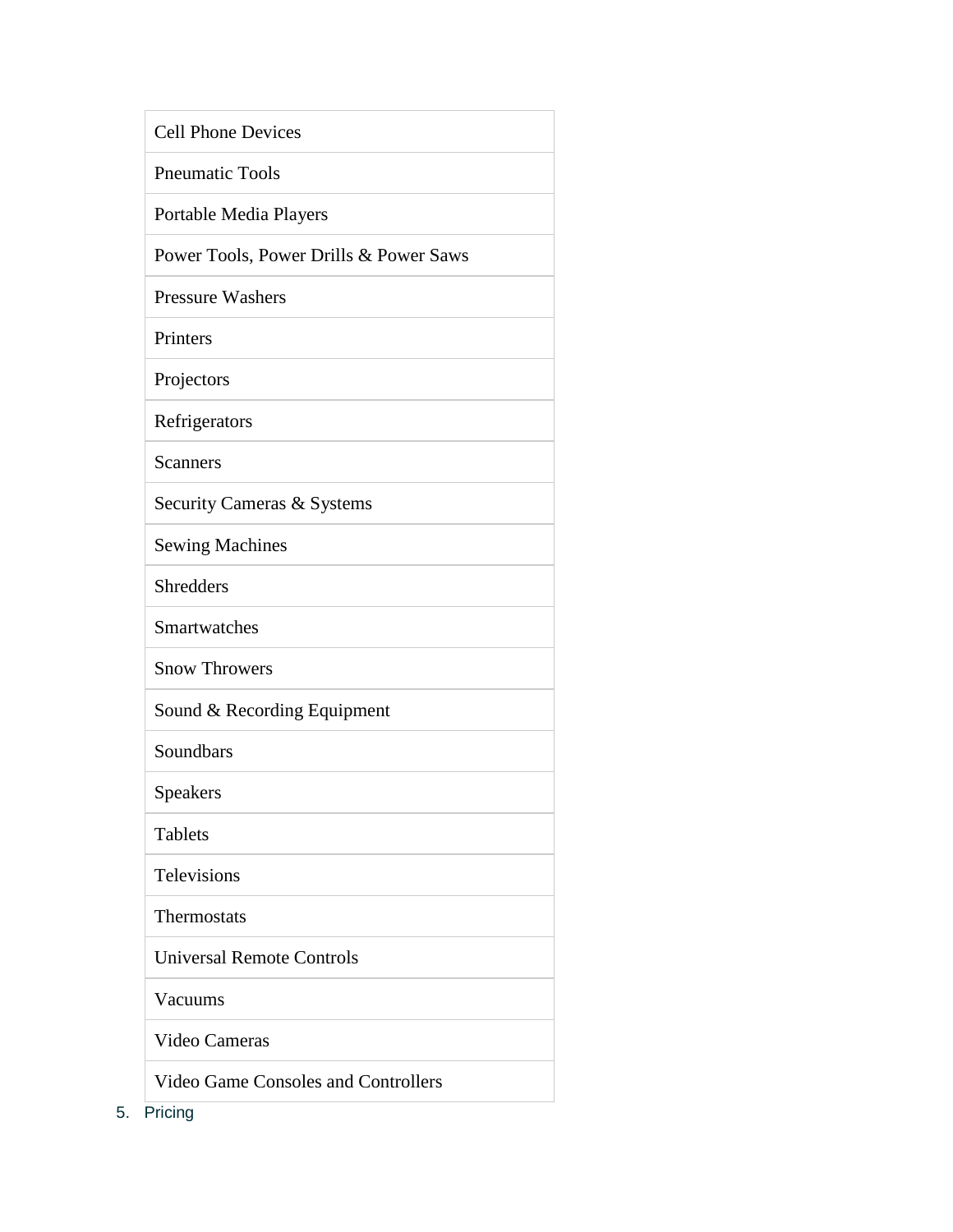| Cell Phone Devices |
|---|
| Pneumatic Tools |
| Portable Media Players |
| Power Tools, Power Drills & Power Saws |
| Pressure Washers |
| Printers |
| Projectors |
| Refrigerators |
| Scanners |
| Security Cameras & Systems |
| Sewing Machines |
| Shredders |
| Smartwatches |
| Snow Throwers |
| Sound & Recording Equipment |
| Soundbars |
| Speakers |
| Tablets |
| Televisions |
| Thermostats |
| Universal Remote Controls |
| Vacuums |
| Video Cameras |
| Video Game Consoles and Controllers |

5. Pricing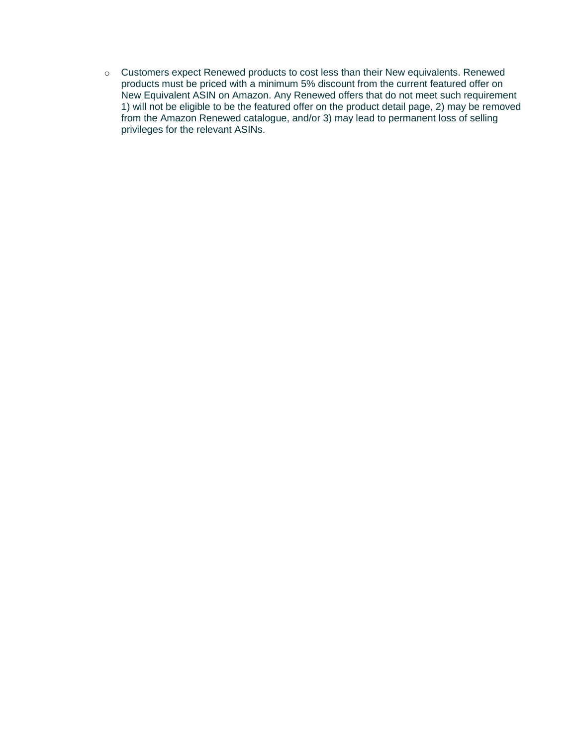- Customers expect Renewed products to cost less than their New equivalents. Renewed products must be priced with a minimum 5% discount from the current featured offer on New Equivalent ASIN on Amazon. Any Renewed offers that do not meet such requirement 1) will not be eligible to be the featured offer on the product detail page, 2) may be removed from the Amazon Renewed catalogue, and/or 3) may lead to permanent loss of selling privileges for the relevant ASINs.